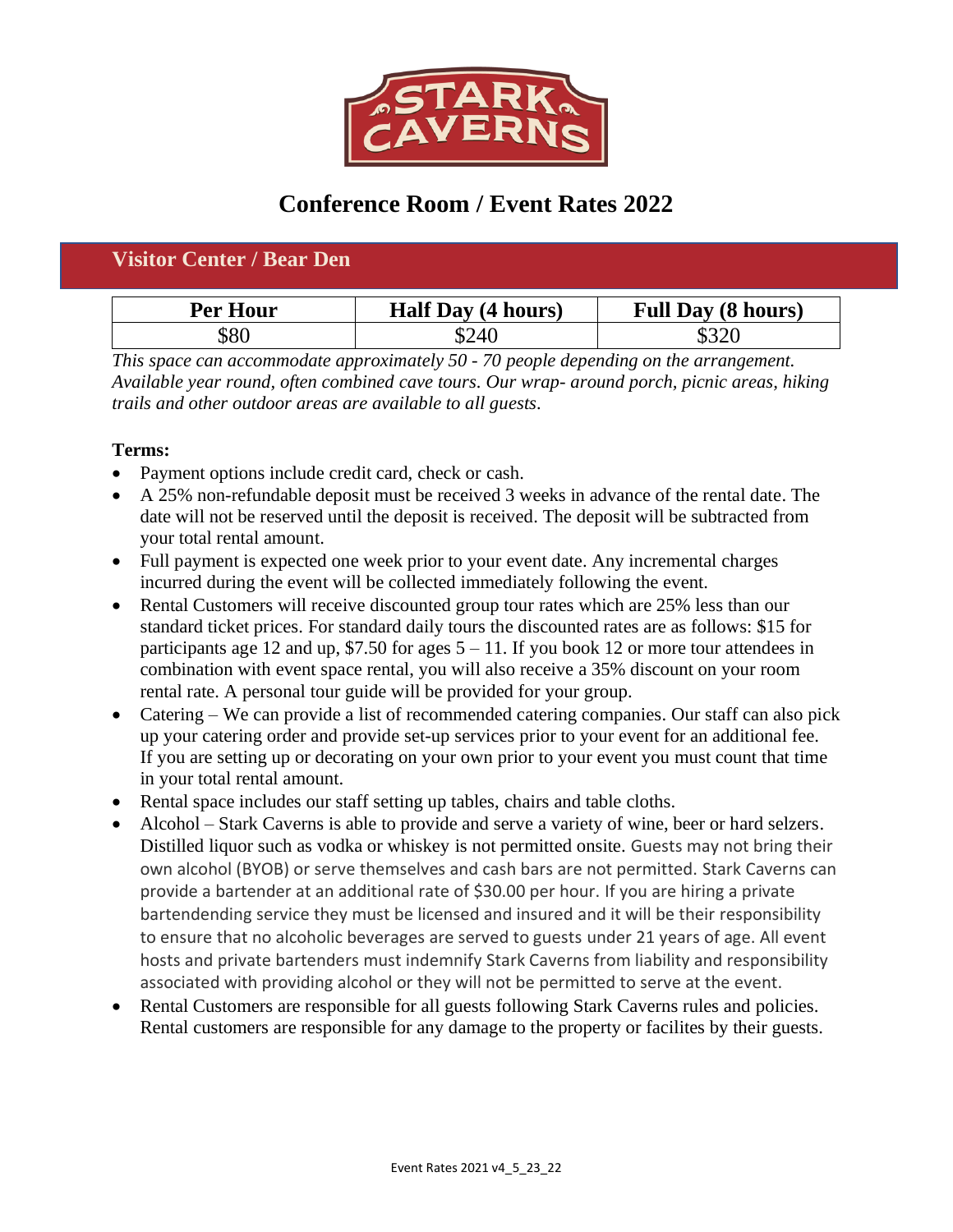STARK CAVERNS

# Conference Room / Event Rates 2022

## Visitor Center / Bear Den

| Per Hour | Half Day (4 hours) | Full Day (8 hours) |
|---|---|---|
| $80 | $240 | $320 |

*This space can accommodate approximately 50 - 70 people depending on the arrangement. Available year round, often combined cave tours. Our wrap- around porch, picnic areas, hiking trails and other outdoor areas are available to all guests.*

**Terms:**

- Payment options include credit card, check or cash.
- A 25% non-refundable deposit must be received 3 weeks in advance of the rental date. The date will not be reserved until the deposit is received. The deposit will be subtracted from your total rental amount.
- Full payment is expected one week prior to your event date. Any incremental charges incurred during the event will be collected immediately following the event.
- Rental Customers will receive discounted group tour rates which are 25% less than our standard ticket prices. For standard daily tours the discounted rates are as follows: $15 for participants age 12 and up, $7.50 for ages 5 – 11. If you book 12 or more tour attendees in combination with event space rental, you will also receive a 35% discount on your room rental rate. A personal tour guide will be provided for your group.
- Catering – We can provide a list of recommended catering companies. Our staff can also pick up your catering order and provide set-up services prior to your event for an additional fee. If you are setting up or decorating on your own prior to your event you must count that time in your total rental amount.
- Rental space includes our staff setting up tables, chairs and table cloths.
- Alcohol – Stark Caverns is able to provide and serve a variety of wine, beer or hard selzers. Distilled liquor such as vodka or whiskey is not permitted onsite. Guests may not bring their own alcohol (BYOB) or serve themselves and cash bars are not permitted. Stark Caverns can provide a bartender at an additional rate of $30.00 per hour. If you are hiring a private bartendending service they must be licensed and insured and it will be their responsibility to ensure that no alcoholic beverages are served to guests under 21 years of age. All event hosts and private bartenders must indemnify Stark Caverns from liability and responsibility associated with providing alcohol or they will not be permitted to serve at the event.
- Rental Customers are responsible for all guests following Stark Caverns rules and policies. Rental customers are responsible for any damage to the property or facilites by their guests.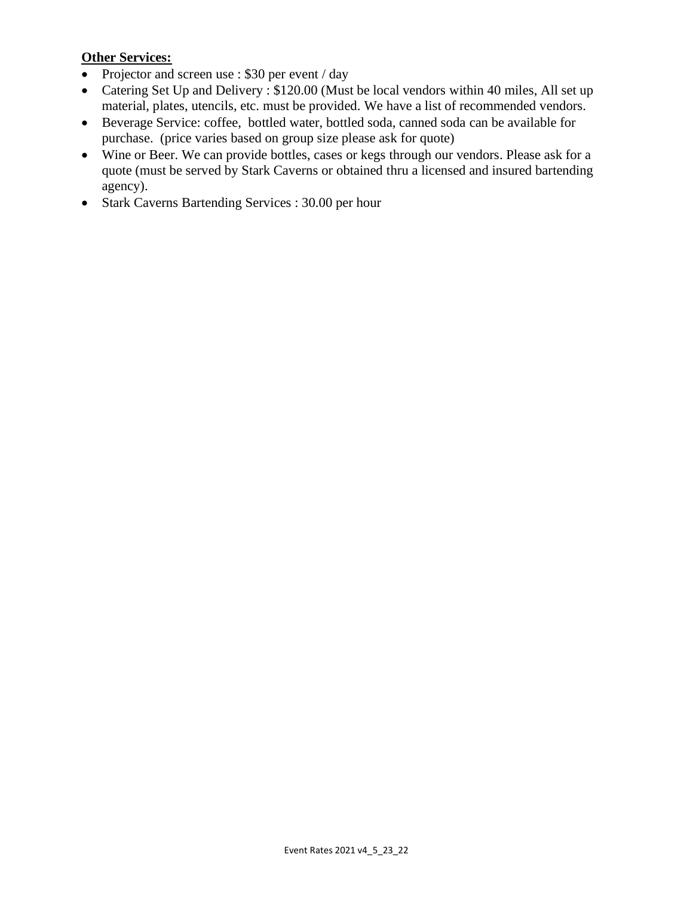**Other Services:**

- Projector and screen use : $30 per event / day
- Catering Set Up and Delivery : $120.00 (Must be local vendors within 40 miles, All set up material, plates, utencils, etc. must be provided. We have a list of recommended vendors.
- Beverage Service: coffee, bottled water, bottled soda, canned soda can be available for purchase. (price varies based on group size please ask for quote)
- Wine or Beer. We can provide bottles, cases or kegs through our vendors. Please ask for a quote (must be served by Stark Caverns or obtained thru a licensed and insured bartending agency).
- Stark Caverns Bartending Services : 30.00 per hour